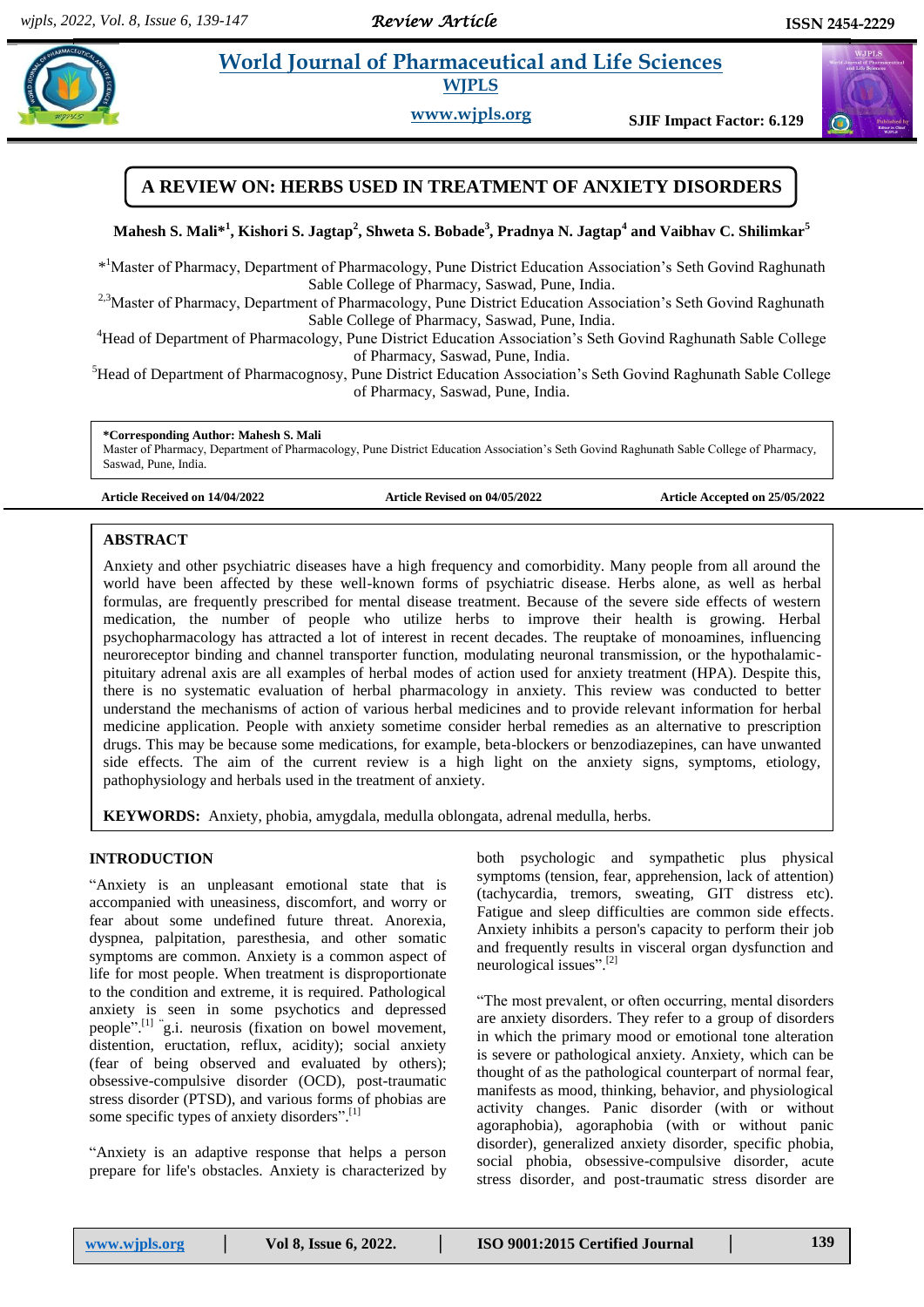# A REVIEW ON: HERBS USED IN TREATMENT OF ANXIETY DISORDERS

**Mahesh S. Mali*[1], Kishori S. Jagtap[2], Shweta S. Bobade[3], Pradnya N. Jagtap[4] and Vaibhav C. Shilimkar[5]**

*[1]Master of Pharmacy, Department of Pharmacology, Pune District Education Association's Seth Govind Raghunath Sable College of Pharmacy, Saswad, Pune, India.

[2,3]Master of Pharmacy, Department of Pharmacology, Pune District Education Association's Seth Govind Raghunath Sable College of Pharmacy, Saswad, Pune, India.

[4]Head of Department of Pharmacology, Pune District Education Association's Seth Govind Raghunath Sable College of Pharmacy, Saswad, Pune, India.

[5]Head of Department of Pharmacognosy, Pune District Education Association's Seth Govind Raghunath Sable College of Pharmacy, Saswad, Pune, India.

**\*Corresponding Author: Mahesh S. Mali**
Master of Pharmacy, Department of Pharmacology, Pune District Education Association's Seth Govind Raghunath Sable College of Pharmacy, Saswad, Pune, India.

**Article Received on 14/04/2022** | **Article Revised on 04/05/2022** | **Article Accepted on 25/05/2022**

## ABSTRACT

Anxiety and other psychiatric diseases have a high frequency and comorbidity. Many people from all around the world have been affected by these well-known forms of psychiatric disease. Herbs alone, as well as herbal formulas, are frequently prescribed for mental disease treatment. Because of the severe side effects of western medication, the number of people who utilize herbs to improve their health is growing. Herbal psychopharmacology has attracted a lot of interest in recent decades. The reuptake of monoamines, influencing neuroreceptor binding and channel transporter function, modulating neuronal transmission, or the hypothalamic-pituitary adrenal axis are all examples of herbal modes of action used for anxiety treatment (HPA). Despite this, there is no systematic evaluation of herbal pharmacology in anxiety. This review was conducted to better understand the mechanisms of action of various herbal medicines and to provide relevant information for herbal medicine application. People with anxiety sometime consider herbal remedies as an alternative to prescription drugs. This may be because some medications, for example, beta-blockers or benzodiazepines, can have unwanted side effects. The aim of the current review is a high light on the anxiety signs, symptoms, etiology, pathophysiology and herbals used in the treatment of anxiety.

**KEYWORDS:** Anxiety, phobia, amygdala, medulla oblongata, adrenal medulla, herbs.

## INTRODUCTION

"Anxiety is an unpleasant emotional state that is accompanied with uneasiness, discomfort, and worry or fear about some undefined future threat. Anorexia, dyspnea, palpitation, paresthesia, and other somatic symptoms are common. Anxiety is a common aspect of life for most people. When treatment is disproportionate to the condition and extreme, it is required. Pathological anxiety is seen in some psychotics and depressed people".[1] "g.i. neurosis (fixation on bowel movement, distention, eructation, reflux, acidity); social anxiety (fear of being observed and evaluated by others); obsessive-compulsive disorder (OCD), post-traumatic stress disorder (PTSD), and various forms of phobias are some specific types of anxiety disorders".[1]

"Anxiety is an adaptive response that helps a person prepare for life's obstacles. Anxiety is characterized by both psychologic and sympathetic plus physical symptoms (tension, fear, apprehension, lack of attention) (tachycardia, tremors, sweating, GIT distress etc). Fatigue and sleep difficulties are common side effects. Anxiety inhibits a person's capacity to perform their job and frequently results in visceral organ dysfunction and neurological issues".[2]

"The most prevalent, or often occurring, mental disorders are anxiety disorders. They refer to a group of disorders in which the primary mood or emotional tone alteration is severe or pathological anxiety. Anxiety, which can be thought of as the pathological counterpart of normal fear, manifests as mood, thinking, behavior, and physiological activity changes. Panic disorder (with or without agoraphobia), agoraphobia (with or without panic disorder), generalized anxiety disorder, specific phobia, social phobia, obsessive-compulsive disorder, acute stress disorder, and post-traumatic stress disorder are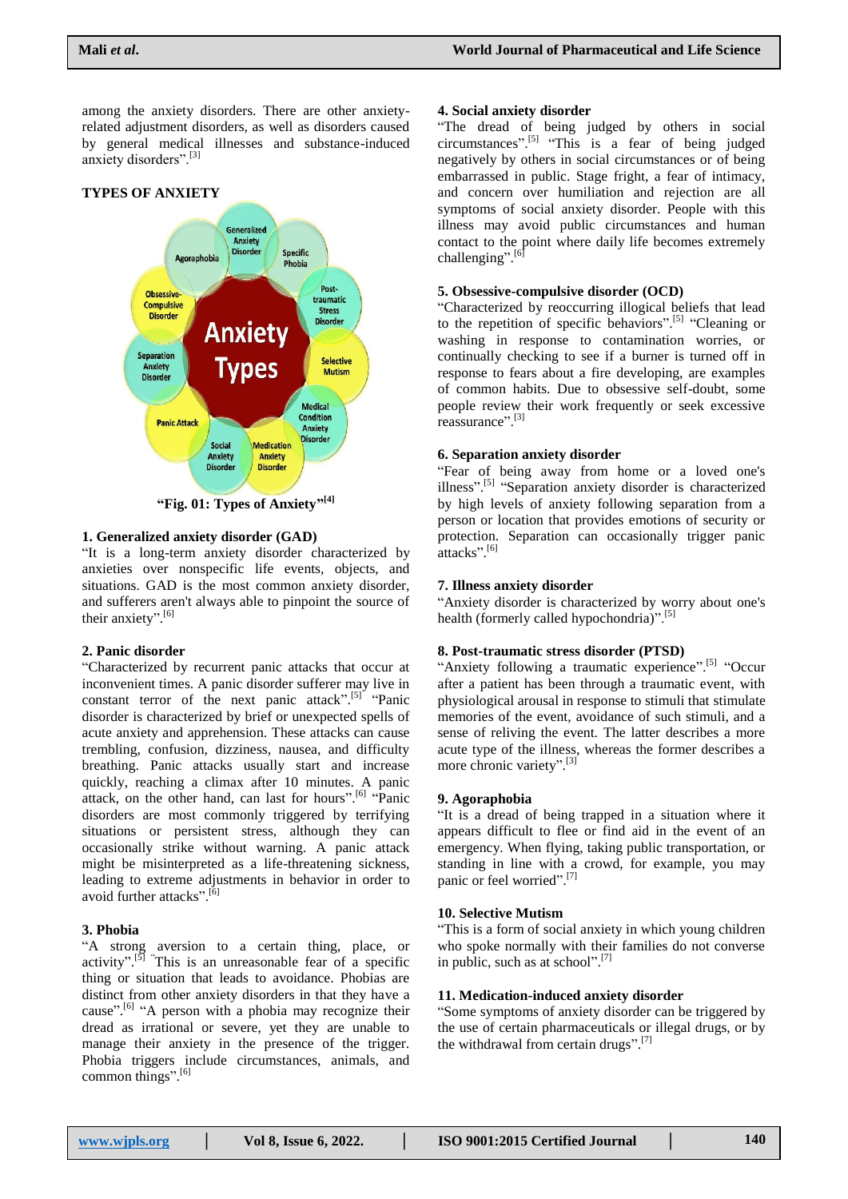among the anxiety disorders. There are other anxiety-related adjustment disorders, as well as disorders caused by general medical illnesses and substance-induced anxiety disorders".[3]

## TYPES OF ANXIETY

**"Fig. 01: Types of Anxiety"[4]**

### 1. Generalized anxiety disorder (GAD)

"It is a long-term anxiety disorder characterized by anxieties over nonspecific life events, objects, and situations. GAD is the most common anxiety disorder, and sufferers aren't always able to pinpoint the source of their anxiety".[6]

### 2. Panic disorder

"Characterized by recurrent panic attacks that occur at inconvenient times. A panic disorder sufferer may live in constant terror of the next panic attack".[5] "Panic disorder is characterized by brief or unexpected spells of acute anxiety and apprehension. These attacks can cause trembling, confusion, dizziness, nausea, and difficulty breathing. Panic attacks usually start and increase quickly, reaching a climax after 10 minutes. A panic attack, on the other hand, can last for hours".[6] "Panic disorders are most commonly triggered by terrifying situations or persistent stress, although they can occasionally strike without warning. A panic attack might be misinterpreted as a life-threatening sickness, leading to extreme adjustments in behavior in order to avoid further attacks".[6]

### 3. Phobia

"A strong aversion to a certain thing, place, or activity".[5] "This is an unreasonable fear of a specific thing or situation that leads to avoidance. Phobias are distinct from other anxiety disorders in that they have a cause".[6] "A person with a phobia may recognize their dread as irrational or severe, yet they are unable to manage their anxiety in the presence of the trigger. Phobia triggers include circumstances, animals, and common things".[6]

### 4. Social anxiety disorder

"The dread of being judged by others in social circumstances".[5] "This is a fear of being judged negatively by others in social circumstances or of being embarrassed in public. Stage fright, a fear of intimacy, and concern over humiliation and rejection are all symptoms of social anxiety disorder. People with this illness may avoid public circumstances and human contact to the point where daily life becomes extremely challenging".[6]

### 5. Obsessive-compulsive disorder (OCD)

"Characterized by reoccurring illogical beliefs that lead to the repetition of specific behaviors".[5] "Cleaning or washing in response to contamination worries, or continually checking to see if a burner is turned off in response to fears about a fire developing, are examples of common habits. Due to obsessive self-doubt, some people review their work frequently or seek excessive reassurance".[3]

### 6. Separation anxiety disorder

"Fear of being away from home or a loved one's illness".[5] "Separation anxiety disorder is characterized by high levels of anxiety following separation from a person or location that provides emotions of security or protection. Separation can occasionally trigger panic attacks".[6]

### 7. Illness anxiety disorder

"Anxiety disorder is characterized by worry about one's health (formerly called hypochondria)".[5]

### 8. Post-traumatic stress disorder (PTSD)

"Anxiety following a traumatic experience".[5] "Occur after a patient has been through a traumatic event, with physiological arousal in response to stimuli that stimulate memories of the event, avoidance of such stimuli, and a sense of reliving the event. The latter describes a more acute type of the illness, whereas the former describes a more chronic variety".[3]

### 9. Agoraphobia

"It is a dread of being trapped in a situation where it appears difficult to flee or find aid in the event of an emergency. When flying, taking public transportation, or standing in line with a crowd, for example, you may panic or feel worried".[7]

### 10. Selective Mutism

"This is a form of social anxiety in which young children who spoke normally with their families do not converse in public, such as at school".[7]

### 11. Medication-induced anxiety disorder

"Some symptoms of anxiety disorder can be triggered by the use of certain pharmaceuticals or illegal drugs, or by the withdrawal from certain drugs".[7]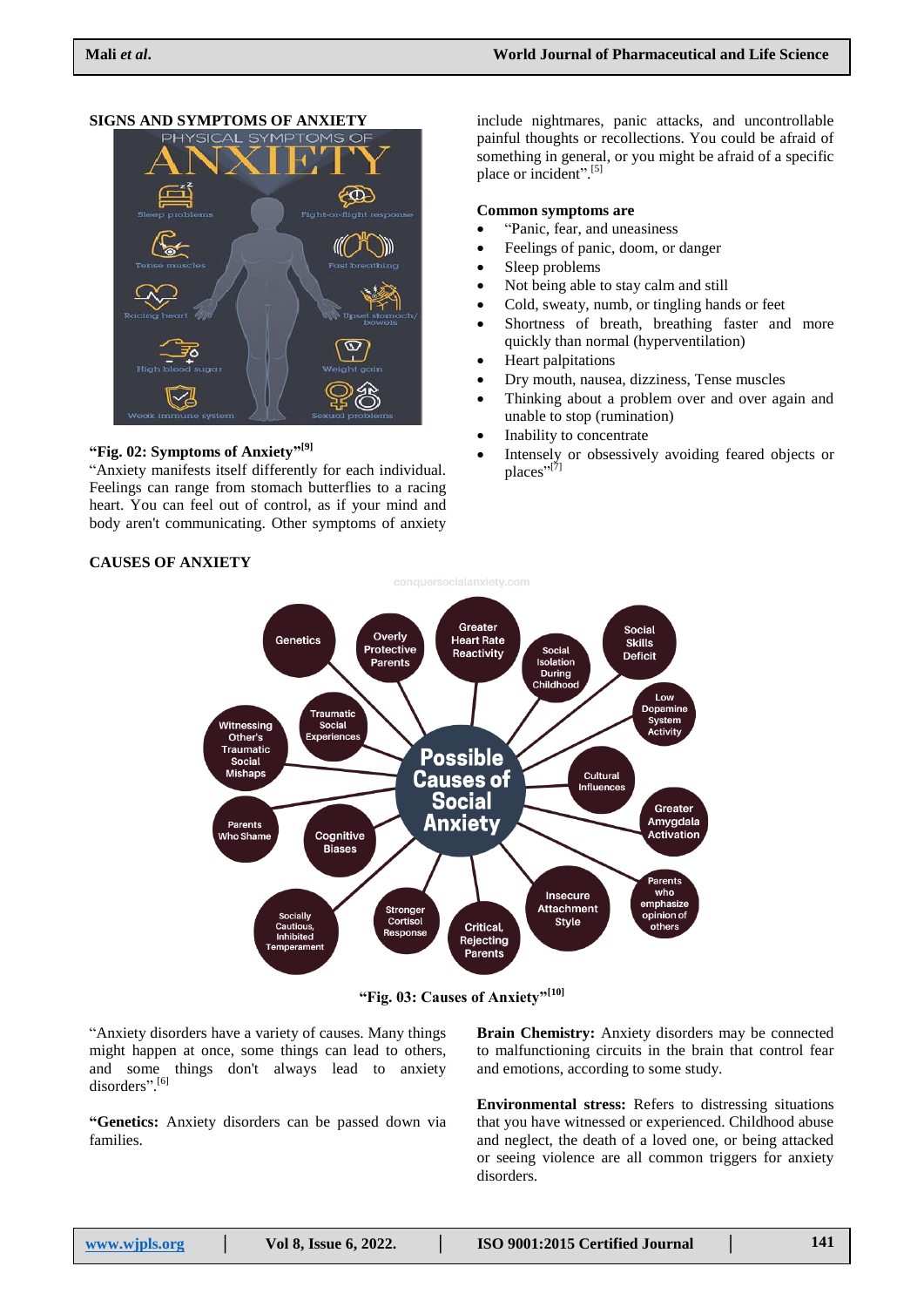## SIGNS AND SYMPTOMS OF ANXIETY

**"Fig. 02: Symptoms of Anxiety"[9]**

"Anxiety manifests itself differently for each individual. Feelings can range from stomach butterflies to a racing heart. You can feel out of control, as if your mind and body aren't communicating. Other symptoms of anxiety include nightmares, panic attacks, and uncontrollable painful thoughts or recollections. You could be afraid of something in general, or you might be afraid of a specific place or incident".[5]

**Common symptoms are**

- "Panic, fear, and uneasiness
- Feelings of panic, doom, or danger
- Sleep problems
- Not being able to stay calm and still
- Cold, sweaty, numb, or tingling hands or feet
- Shortness of breath, breathing faster and more quickly than normal (hyperventilation)
- Heart palpitations
- Dry mouth, nausea, dizziness, Tense muscles
- Thinking about a problem over and over again and unable to stop (rumination)
- Inability to concentrate
- Intensely or obsessively avoiding feared objects or places"[7]

## CAUSES OF ANXIETY

**"Fig. 03: Causes of Anxiety"[10]**

"Anxiety disorders have a variety of causes. Many things might happen at once, some things can lead to others, and some things don't always lead to anxiety disorders".[6]

**"Genetics:** Anxiety disorders can be passed down via families.

**Brain Chemistry:** Anxiety disorders may be connected to malfunctioning circuits in the brain that control fear and emotions, according to some study.

**Environmental stress:** Refers to distressing situations that you have witnessed or experienced. Childhood abuse and neglect, the death of a loved one, or being attacked or seeing violence are all common triggers for anxiety disorders.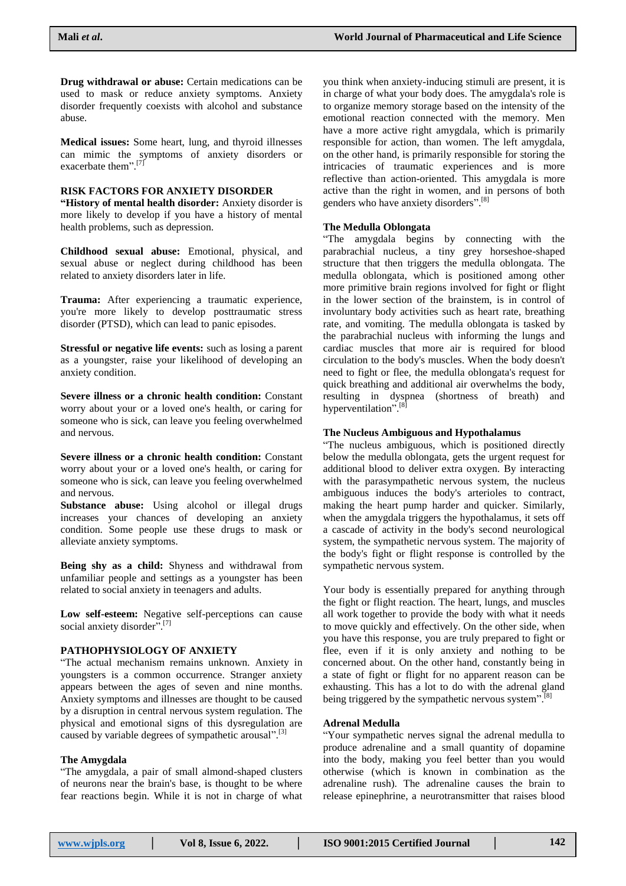**Drug withdrawal or abuse:** Certain medications can be used to mask or reduce anxiety symptoms. Anxiety disorder frequently coexists with alcohol and substance abuse.

**Medical issues:** Some heart, lung, and thyroid illnesses can mimic the symptoms of anxiety disorders or exacerbate them".[7]

## RISK FACTORS FOR ANXIETY DISORDER

**"History of mental health disorder:** Anxiety disorder is more likely to develop if you have a history of mental health problems, such as depression.

**Childhood sexual abuse:** Emotional, physical, and sexual abuse or neglect during childhood has been related to anxiety disorders later in life.

**Trauma:** After experiencing a traumatic experience, you're more likely to develop posttraumatic stress disorder (PTSD), which can lead to panic episodes.

**Stressful or negative life events:** such as losing a parent as a youngster, raise your likelihood of developing an anxiety condition.

**Severe illness or a chronic health condition:** Constant worry about your or a loved one's health, or caring for someone who is sick, can leave you feeling overwhelmed and nervous.

**Severe illness or a chronic health condition:** Constant worry about your or a loved one's health, or caring for someone who is sick, can leave you feeling overwhelmed and nervous.

**Substance abuse:** Using alcohol or illegal drugs increases your chances of developing an anxiety condition. Some people use these drugs to mask or alleviate anxiety symptoms.

**Being shy as a child:** Shyness and withdrawal from unfamiliar people and settings as a youngster has been related to social anxiety in teenagers and adults.

**Low self-esteem:** Negative self-perceptions can cause social anxiety disorder".[7]

## PATHOPHYSIOLOGY OF ANXIETY

"The actual mechanism remains unknown. Anxiety in youngsters is a common occurrence. Stranger anxiety appears between the ages of seven and nine months. Anxiety symptoms and illnesses are thought to be caused by a disruption in central nervous system regulation. The physical and emotional signs of this dysregulation are caused by variable degrees of sympathetic arousal".[3]

### The Amygdala

"The amygdala, a pair of small almond-shaped clusters of neurons near the brain's base, is thought to be where fear reactions begin. While it is not in charge of what you think when anxiety-inducing stimuli are present, it is in charge of what your body does. The amygdala's role is to organize memory storage based on the intensity of the emotional reaction connected with the memory. Men have a more active right amygdala, which is primarily responsible for action, than women. The left amygdala, on the other hand, is primarily responsible for storing the intricacies of traumatic experiences and is more reflective than action-oriented. This amygdala is more active than the right in women, and in persons of both genders who have anxiety disorders".[8]

### The Medulla Oblongata

"The amygdala begins by connecting with the parabrachial nucleus, a tiny grey horseshoe-shaped structure that then triggers the medulla oblongata. The medulla oblongata, which is positioned among other more primitive brain regions involved for fight or flight in the lower section of the brainstem, is in control of involuntary body activities such as heart rate, breathing rate, and vomiting. The medulla oblongata is tasked by the parabrachial nucleus with informing the lungs and cardiac muscles that more air is required for blood circulation to the body's muscles. When the body doesn't need to fight or flee, the medulla oblongata's request for quick breathing and additional air overwhelms the body, resulting in dyspnea (shortness of breath) and hyperventilation".[8]

### The Nucleus Ambiguous and Hypothalamus

"The nucleus ambiguous, which is positioned directly below the medulla oblongata, gets the urgent request for additional blood to deliver extra oxygen. By interacting with the parasympathetic nervous system, the nucleus ambiguous induces the body's arterioles to contract, making the heart pump harder and quicker. Similarly, when the amygdala triggers the hypothalamus, it sets off a cascade of activity in the body's second neurological system, the sympathetic nervous system. The majority of the body's fight or flight response is controlled by the sympathetic nervous system.

Your body is essentially prepared for anything through the fight or flight reaction. The heart, lungs, and muscles all work together to provide the body with what it needs to move quickly and effectively. On the other side, when you have this response, you are truly prepared to fight or flee, even if it is only anxiety and nothing to be concerned about. On the other hand, constantly being in a state of fight or flight for no apparent reason can be exhausting. This has a lot to do with the adrenal gland being triggered by the sympathetic nervous system".[8]

### Adrenal Medulla

"Your sympathetic nerves signal the adrenal medulla to produce adrenaline and a small quantity of dopamine into the body, making you feel better than you would otherwise (which is known in combination as the adrenaline rush). The adrenaline causes the brain to release epinephrine, a neurotransmitter that raises blood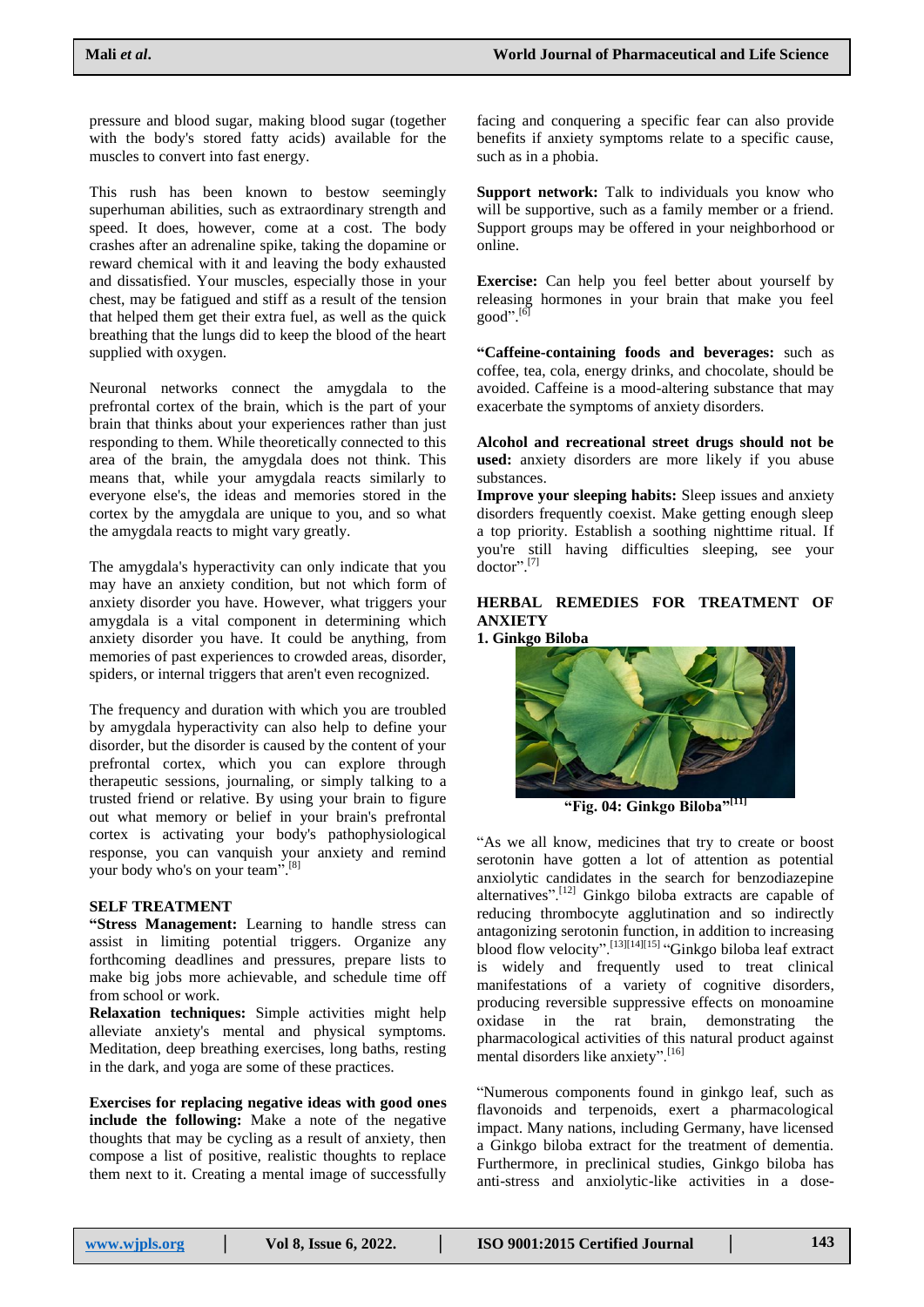pressure and blood sugar, making blood sugar (together with the body's stored fatty acids) available for the muscles to convert into fast energy.

This rush has been known to bestow seemingly superhuman abilities, such as extraordinary strength and speed. It does, however, come at a cost. The body crashes after an adrenaline spike, taking the dopamine or reward chemical with it and leaving the body exhausted and dissatisfied. Your muscles, especially those in your chest, may be fatigued and stiff as a result of the tension that helped them get their extra fuel, as well as the quick breathing that the lungs did to keep the blood of the heart supplied with oxygen.

Neuronal networks connect the amygdala to the prefrontal cortex of the brain, which is the part of your brain that thinks about your experiences rather than just responding to them. While theoretically connected to this area of the brain, the amygdala does not think. This means that, while your amygdala reacts similarly to everyone else's, the ideas and memories stored in the cortex by the amygdala are unique to you, and so what the amygdala reacts to might vary greatly.

The amygdala's hyperactivity can only indicate that you may have an anxiety condition, but not which form of anxiety disorder you have. However, what triggers your amygdala is a vital component in determining which anxiety disorder you have. It could be anything, from memories of past experiences to crowded areas, disorder, spiders, or internal triggers that aren't even recognized.

The frequency and duration with which you are troubled by amygdala hyperactivity can also help to define your disorder, but the disorder is caused by the content of your prefrontal cortex, which you can explore through therapeutic sessions, journaling, or simply talking to a trusted friend or relative. By using your brain to figure out what memory or belief in your brain's prefrontal cortex is activating your body's pathophysiological response, you can vanquish your anxiety and remind your body who's on your team".[8]

## SELF TREATMENT

**"Stress Management:** Learning to handle stress can assist in limiting potential triggers. Organize any forthcoming deadlines and pressures, prepare lists to make big jobs more achievable, and schedule time off from school or work.

**Relaxation techniques:** Simple activities might help alleviate anxiety's mental and physical symptoms. Meditation, deep breathing exercises, long baths, resting in the dark, and yoga are some of these practices.

**Exercises for replacing negative ideas with good ones include the following:** Make a note of the negative thoughts that may be cycling as a result of anxiety, then compose a list of positive, realistic thoughts to replace them next to it. Creating a mental image of successfully facing and conquering a specific fear can also provide benefits if anxiety symptoms relate to a specific cause, such as in a phobia.

**Support network:** Talk to individuals you know who will be supportive, such as a family member or a friend. Support groups may be offered in your neighborhood or online.

**Exercise:** Can help you feel better about yourself by releasing hormones in your brain that make you feel good".[6]

**"Caffeine-containing foods and beverages:** such as coffee, tea, cola, energy drinks, and chocolate, should be avoided. Caffeine is a mood-altering substance that may exacerbate the symptoms of anxiety disorders.

**Alcohol and recreational street drugs should not be used:** anxiety disorders are more likely if you abuse substances.

**Improve your sleeping habits:** Sleep issues and anxiety disorders frequently coexist. Make getting enough sleep a top priority. Establish a soothing nighttime ritual. If you're still having difficulties sleeping, see your doctor".[7]

## HERBAL REMEDIES FOR TREATMENT OF ANXIETY

### 1. Ginkgo Biloba

"Fig. 04: Ginkgo Biloba"[11]

"As we all know, medicines that try to create or boost serotonin have gotten a lot of attention as potential anxiolytic candidates in the search for benzodiazepine alternatives".[12] Ginkgo biloba extracts are capable of reducing thrombocyte agglutination and so indirectly antagonizing serotonin function, in addition to increasing blood flow velocity".[13][14][15] "Ginkgo biloba leaf extract is widely and frequently used to treat clinical manifestations of a variety of cognitive disorders, producing reversible suppressive effects on monoamine oxidase in the rat brain, demonstrating the pharmacological activities of this natural product against mental disorders like anxiety".[16]

"Numerous components found in ginkgo leaf, such as flavonoids and terpenoids, exert a pharmacological impact. Many nations, including Germany, have licensed a Ginkgo biloba extract for the treatment of dementia. Furthermore, in preclinical studies, Ginkgo biloba has anti-stress and anxiolytic-like activities in a dose-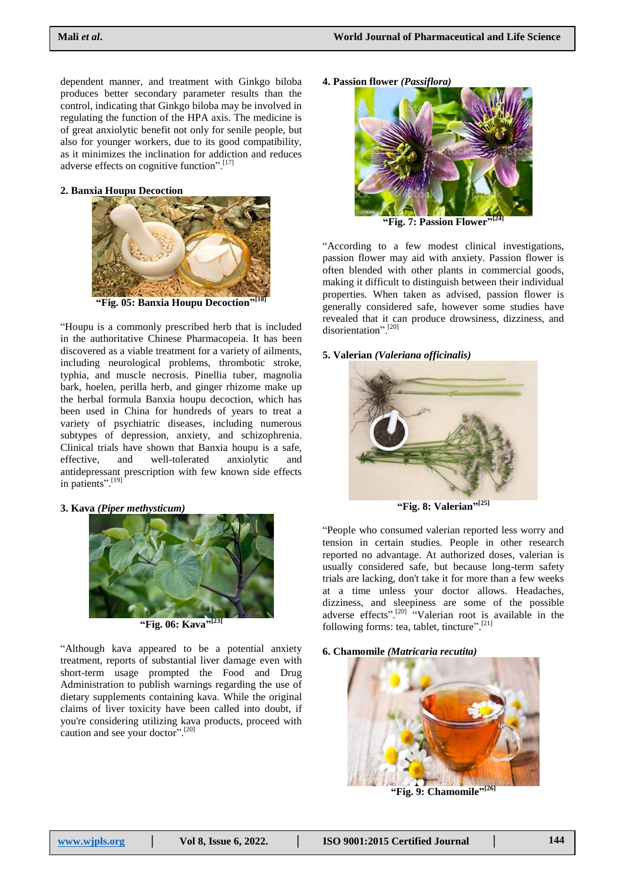dependent manner, and treatment with Ginkgo biloba produces better secondary parameter results than the control, indicating that Ginkgo biloba may be involved in regulating the function of the HPA axis. The medicine is of great anxiolytic benefit not only for senile people, but also for younger workers, due to its good compatibility, as it minimizes the inclination for addiction and reduces adverse effects on cognitive function".[17]

**2. Banxia Houpu Decoction**

**"Fig. 05: Banxia Houpu Decoction"[18]**

"Houpu is a commonly prescribed herb that is included in the authoritative Chinese Pharmacopeia. It has been discovered as a viable treatment for a variety of ailments, including neurological problems, thrombotic stroke, typhia, and muscle necrosis. Pinellia tuber, magnolia bark, hoelen, perilla herb, and ginger rhizome make up the herbal formula Banxia houpu decoction, which has been used in China for hundreds of years to treat a variety of psychiatric diseases, including numerous subtypes of depression, anxiety, and schizophrenia. Clinical trials have shown that Banxia houpu is a safe, effective, and well-tolerated anxiolytic and antidepressant prescription with few known side effects in patients".[19]

**3. Kava *(Piper methysticum)***

**"Fig. 06: Kava"[23]**

"Although kava appeared to be a potential anxiety treatment, reports of substantial liver damage even with short-term usage prompted the Food and Drug Administration to publish warnings regarding the use of dietary supplements containing kava. While the original claims of liver toxicity have been called into doubt, if you're considering utilizing kava products, proceed with caution and see your doctor".[20]

**4. Passion flower *(Passiflora)***

**"Fig. 7: Passion Flower"[24]**

"According to a few modest clinical investigations, passion flower may aid with anxiety. Passion flower is often blended with other plants in commercial goods, making it difficult to distinguish between their individual properties. When taken as advised, passion flower is generally considered safe, however some studies have revealed that it can produce drowsiness, dizziness, and disorientation".[20]

**5. Valerian *(Valeriana officinalis)***

**"Fig. 8: Valerian"[25]**

"People who consumed valerian reported less worry and tension in certain studies. People in other research reported no advantage. At authorized doses, valerian is usually considered safe, but because long-term safety trials are lacking, don't take it for more than a few weeks at a time unless your doctor allows. Headaches, dizziness, and sleepiness are some of the possible adverse effects".[20] "Valerian root is available in the following forms: tea, tablet, tincture".[21]

**6. Chamomile *(Matricaria recutita)***

**"Fig. 9: Chamomile"[26]**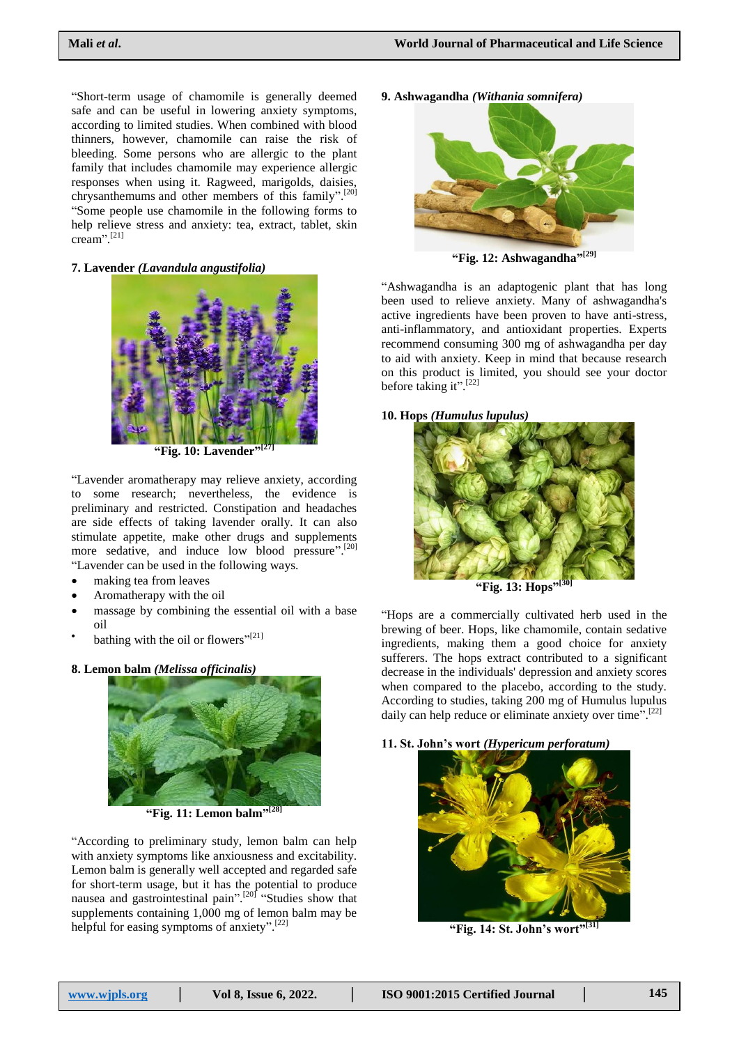"Short-term usage of chamomile is generally deemed safe and can be useful in lowering anxiety symptoms, according to limited studies. When combined with blood thinners, however, chamomile can raise the risk of bleeding. Some persons who are allergic to the plant family that includes chamomile may experience allergic responses when using it. Ragweed, marigolds, daisies, chrysanthemums and other members of this family".[20] "Some people use chamomile in the following forms to help relieve stress and anxiety: tea, extract, tablet, skin cream".[21]

### 7. Lavender *(Lavandula angustifolia)*

**"Fig. 10: Lavender"[27]**

"Lavender aromatherapy may relieve anxiety, according to some research; nevertheless, the evidence is preliminary and restricted. Constipation and headaches are side effects of taking lavender orally. It can also stimulate appetite, make other drugs and supplements more sedative, and induce low blood pressure".[20] "Lavender can be used in the following ways.

- making tea from leaves
- Aromatherapy with the oil
- massage by combining the essential oil with a base oil
- bathing with the oil or flowers"[21]

### 8. Lemon balm *(Melissa officinalis)*

**"Fig. 11: Lemon balm"[28]**

"According to preliminary study, lemon balm can help with anxiety symptoms like anxiousness and excitability. Lemon balm is generally well accepted and regarded safe for short-term usage, but it has the potential to produce nausea and gastrointestinal pain".[20] "Studies show that supplements containing 1,000 mg of lemon balm may be helpful for easing symptoms of anxiety".[22]

### 9. Ashwagandha *(Withania somnifera)*

**"Fig. 12: Ashwagandha"[29]**

"Ashwagandha is an adaptogenic plant that has long been used to relieve anxiety. Many of ashwagandha's active ingredients have been proven to have anti-stress, anti-inflammatory, and antioxidant properties. Experts recommend consuming 300 mg of ashwagandha per day to aid with anxiety. Keep in mind that because research on this product is limited, you should see your doctor before taking it".[22]

### 10. Hops *(Humulus lupulus)*

**"Fig. 13: Hops"[30]**

"Hops are a commercially cultivated herb used in the brewing of beer. Hops, like chamomile, contain sedative ingredients, making them a good choice for anxiety sufferers. The hops extract contributed to a significant decrease in the individuals' depression and anxiety scores when compared to the placebo, according to the study. According to studies, taking 200 mg of Humulus lupulus daily can help reduce or eliminate anxiety over time".[22]

### 11. St. John's wort *(Hypericum perforatum)*

**"Fig. 14: St. John's wort"[31]**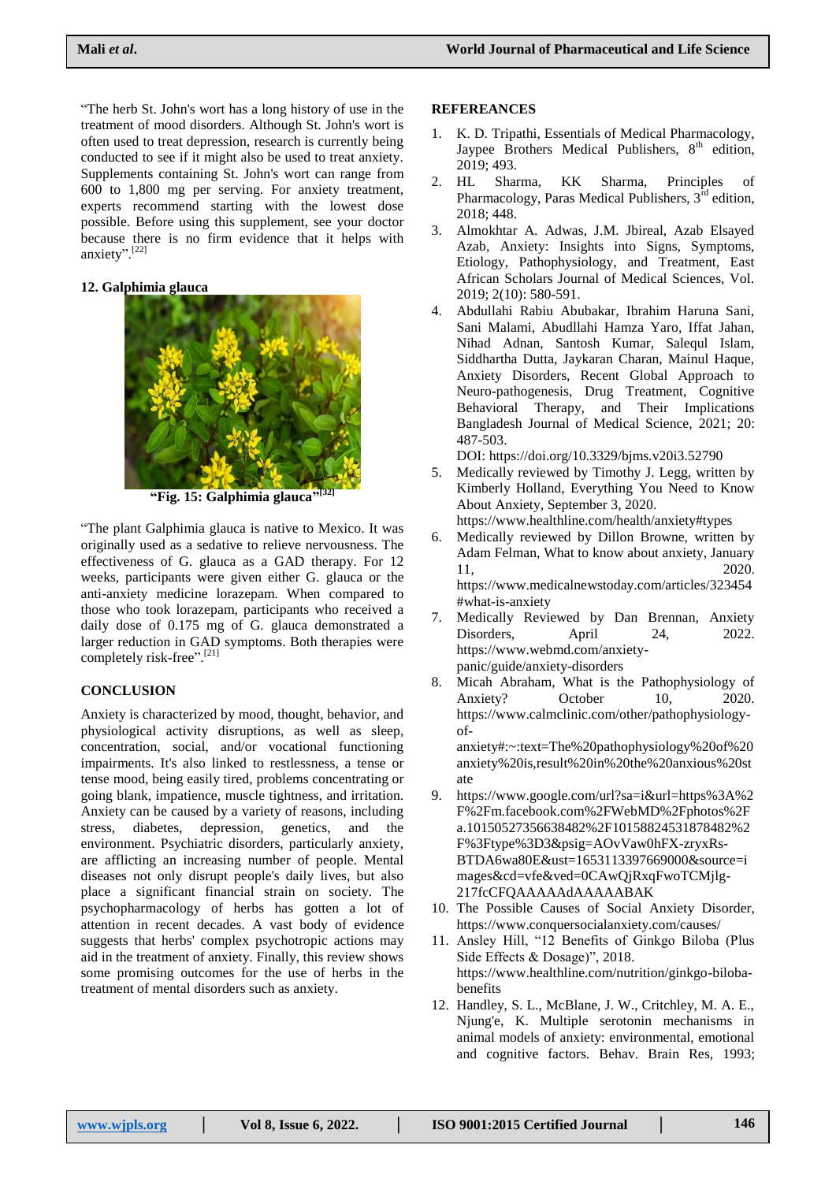"The herb St. John's wort has a long history of use in the treatment of mood disorders. Although St. John's wort is often used to treat depression, research is currently being conducted to see if it might also be used to treat anxiety. Supplements containing St. John's wort can range from 600 to 1,800 mg per serving. For anxiety treatment, experts recommend starting with the lowest dose possible. Before using this supplement, see your doctor because there is no firm evidence that it helps with anxiety".[22]

**12. Galphimia glauca**

**"Fig. 15: Galphimia glauca"[32]**

"The plant Galphimia glauca is native to Mexico. It was originally used as a sedative to relieve nervousness. The effectiveness of G. glauca as a GAD therapy. For 12 weeks, participants were given either G. glauca or the anti-anxiety medicine lorazepam. When compared to those who took lorazepam, participants who received a daily dose of 0.175 mg of G. glauca demonstrated a larger reduction in GAD symptoms. Both therapies were completely risk-free".[21]

## CONCLUSION

Anxiety is characterized by mood, thought, behavior, and physiological activity disruptions, as well as sleep, concentration, social, and/or vocational functioning impairments. It's also linked to restlessness, a tense or tense mood, being easily tired, problems concentrating or going blank, impatience, muscle tightness, and irritation. Anxiety can be caused by a variety of reasons, including stress, diabetes, depression, genetics, and the environment. Psychiatric disorders, particularly anxiety, are afflicting an increasing number of people. Mental diseases not only disrupt people's daily lives, but also place a significant financial strain on society. The psychopharmacology of herbs has gotten a lot of attention in recent decades. A vast body of evidence suggests that herbs' complex psychotropic actions may aid in the treatment of anxiety. Finally, this review shows some promising outcomes for the use of herbs in the treatment of mental disorders such as anxiety.

## REFEREANCES

1. K. D. Tripathi, Essentials of Medical Pharmacology, Jaypee Brothers Medical Publishers, 8th edition, 2019; 493.
2. HL Sharma, KK Sharma, Principles of Pharmacology, Paras Medical Publishers, 3rd edition, 2018; 448.
3. Almokhtar A. Adwas, J.M. Jbireal, Azab Elsayed Azab, Anxiety: Insights into Signs, Symptoms, Etiology, Pathophysiology, and Treatment, East African Scholars Journal of Medical Sciences, Vol. 2019; 2(10): 580-591.
4. Abdullahi Rabiu Abubakar, Ibrahim Haruna Sani, Sani Malami, Abudllahi Hamza Yaro, Iffat Jahan, Nihad Adnan, Santosh Kumar, Salequl Islam, Siddhartha Dutta, Jaykaran Charan, Mainul Haque, Anxiety Disorders, Recent Global Approach to Neuro-pathogenesis, Drug Treatment, Cognitive Behavioral Therapy, and Their Implications Bangladesh Journal of Medical Science, 2021; 20: 487-503.
   DOI: https://doi.org/10.3329/bjms.v20i3.52790
5. Medically reviewed by Timothy J. Legg, written by Kimberly Holland, Everything You Need to Know About Anxiety, September 3, 2020. https://www.healthline.com/health/anxiety#types
6. Medically reviewed by Dillon Browne, written by Adam Felman, What to know about anxiety, January 11, 2020. https://www.medicalnewstoday.com/articles/323454#what-is-anxiety
7. Medically Reviewed by Dan Brennan, Anxiety Disorders, April 24, 2022. https://www.webmd.com/anxiety-panic/guide/anxiety-disorders
8. Micah Abraham, What is the Pathophysiology of Anxiety? October 10, 2020. https://www.calmclinic.com/other/pathophysiology-of-anxiety#:~:text=The%20pathophysiology%20of%20anxiety%20is,result%20in%20the%20anxious%20state
9. https://www.google.com/url?sa=i&url=https%3A%2F%2Fm.facebook.com%2FWebMD%2Fphotos%2Fa.10150527356638482%2F10158824531878482%2F%3Ftype%3D3&psig=AOvVaw0hFX-zryxRs-BTDA6wa80E&ust=1653113397669000&source=images&cd=vfe&ved=0CAwQjRxqFwoTCMjlg-217fcCFQAAAAAdAAAAABAK
10. The Possible Causes of Social Anxiety Disorder, https://www.conquersocialanxiety.com/causes/
11. Ansley Hill, "12 Benefits of Ginkgo Biloba (Plus Side Effects & Dosage)", 2018. https://www.healthline.com/nutrition/ginkgo-biloba-benefits
12. Handley, S. L., McBlane, J. W., Critchley, M. A. E., Njung'e, K. Multiple serotonin mechanisms in animal models of anxiety: environmental, emotional and cognitive factors. Behav. Brain Res, 1993;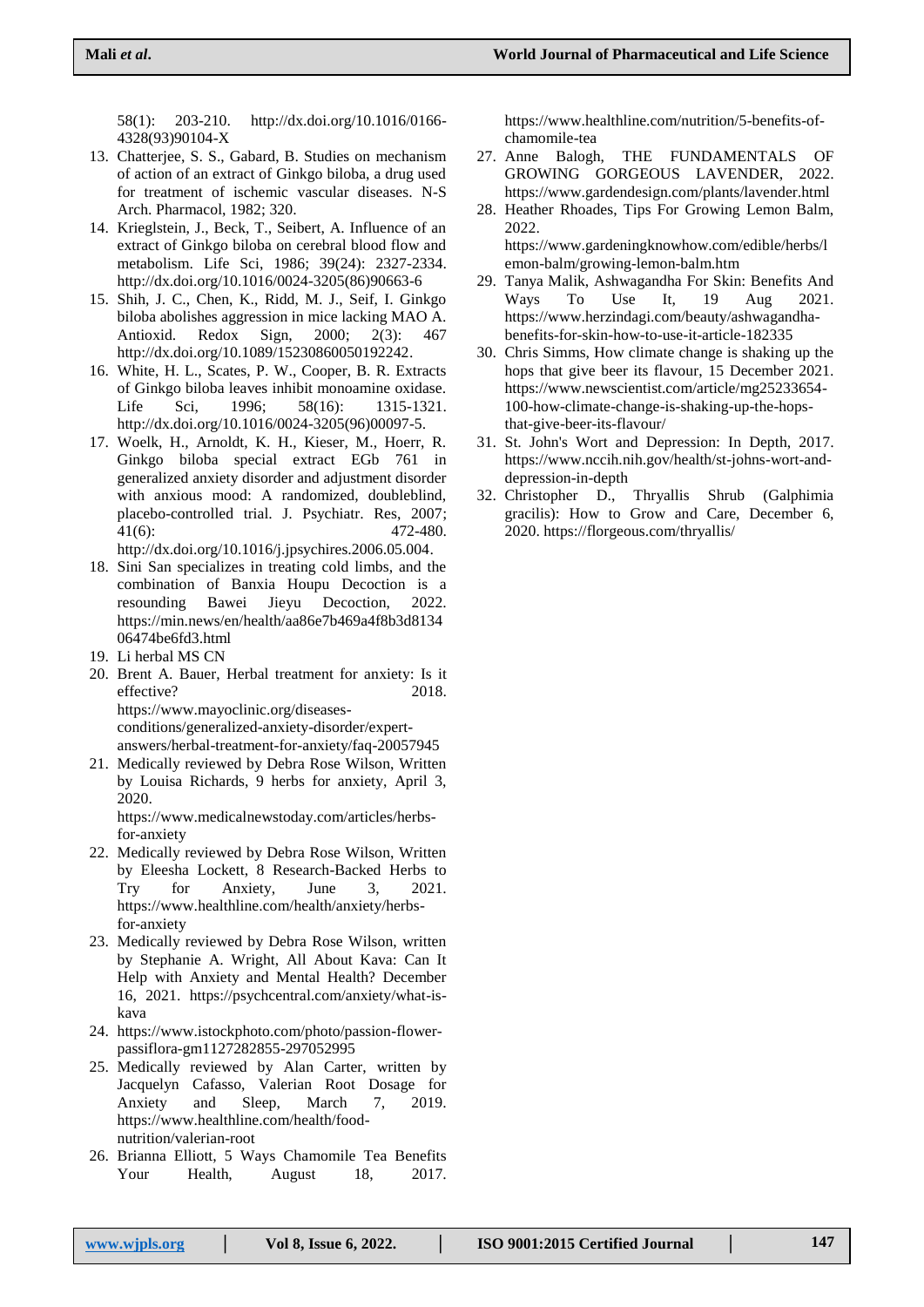58(1): 203-210. http://dx.doi.org/10.1016/0166-4328(93)90104-X

13. Chatterjee, S. S., Gabard, B. Studies on mechanism of action of an extract of Ginkgo biloba, a drug used for treatment of ischemic vascular diseases. N-S Arch. Pharmacol, 1982; 320.
14. Krieglstein, J., Beck, T., Seibert, A. Influence of an extract of Ginkgo biloba on cerebral blood flow and metabolism. Life Sci, 1986; 39(24): 2327-2334. http://dx.doi.org/10.1016/0024-3205(86)90663-6
15. Shih, J. C., Chen, K., Ridd, M. J., Seif, I. Ginkgo biloba abolishes aggression in mice lacking MAO A. Antioxid. Redox Sign, 2000; 2(3): 467 http://dx.doi.org/10.1089/15230860050192242.
16. White, H. L., Scates, P. W., Cooper, B. R. Extracts of Ginkgo biloba leaves inhibit monoamine oxidase. Life Sci, 1996; 58(16): 1315-1321. http://dx.doi.org/10.1016/0024-3205(96)00097-5.
17. Woelk, H., Arnoldt, K. H., Kieser, M., Hoerr, R. Ginkgo biloba special extract EGb 761 in generalized anxiety disorder and adjustment disorder with anxious mood: A randomized, doubleblind, placebo-controlled trial. J. Psychiatr. Res, 2007; 41(6): 472-480. http://dx.doi.org/10.1016/j.jpsychires.2006.05.004.
18. Sini San specializes in treating cold limbs, and the combination of Banxia Houpu Decoction is a resounding Bawei Jieyu Decoction, 2022. https://min.news/en/health/aa86e7b469a4f8b3d813406474be6fd3.html
19. Li herbal MS CN
20. Brent A. Bauer, Herbal treatment for anxiety: Is it effective? 2018. https://www.mayoclinic.org/diseases-conditions/generalized-anxiety-disorder/expert-answers/herbal-treatment-for-anxiety/faq-20057945
21. Medically reviewed by Debra Rose Wilson, Written by Louisa Richards, 9 herbs for anxiety, April 3, 2020. https://www.medicalnewstoday.com/articles/herbs-for-anxiety
22. Medically reviewed by Debra Rose Wilson, Written by Eleesha Lockett, 8 Research-Backed Herbs to Try for Anxiety, June 3, 2021. https://www.healthline.com/health/anxiety/herbs-for-anxiety
23. Medically reviewed by Debra Rose Wilson, written by Stephanie A. Wright, All About Kava: Can It Help with Anxiety and Mental Health? December 16, 2021. https://psychcentral.com/anxiety/what-is-kava
24. https://www.istockphoto.com/photo/passion-flower-passiflora-gm1127282855-297052995
25. Medically reviewed by Alan Carter, written by Jacquelyn Cafasso, Valerian Root Dosage for Anxiety and Sleep, March 7, 2019. https://www.healthline.com/health/food-nutrition/valerian-root
26. Brianna Elliott, 5 Ways Chamomile Tea Benefits Your Health, August 18, 2017. https://www.healthline.com/nutrition/5-benefits-of-chamomile-tea
27. Anne Balogh, THE FUNDAMENTALS OF GROWING GORGEOUS LAVENDER, 2022. https://www.gardendesign.com/plants/lavender.html
28. Heather Rhoades, Tips For Growing Lemon Balm, 2022. https://www.gardeningknowhow.com/edible/herbs/lemon-balm/growing-lemon-balm.htm
29. Tanya Malik, Ashwagandha For Skin: Benefits And Ways To Use It, 19 Aug 2021. https://www.herzindagi.com/beauty/ashwagandha-benefits-for-skin-how-to-use-it-article-182335
30. Chris Simms, How climate change is shaking up the hops that give beer its flavour, 15 December 2021. https://www.newscientist.com/article/mg25233654-100-how-climate-change-is-shaking-up-the-hops-that-give-beer-its-flavour/
31. St. John's Wort and Depression: In Depth, 2017. https://www.nccih.nih.gov/health/st-johns-wort-and-depression-in-depth
32. Christopher D., Thryallis Shrub (Galphimia gracilis): How to Grow and Care, December 6, 2020. https://florgeous.com/thryallis/